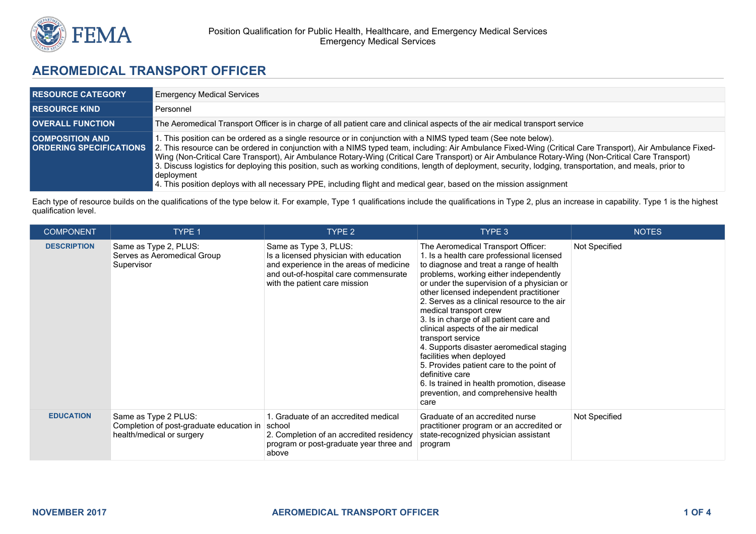# AEROMEDICAL TRANSPORT OFFICER

| | |
|---|---|
| **RESOURCE CATEGORY** | Emergency Medical Services |
| **RESOURCE KIND** | Personnel |
| **OVERALL FUNCTION** | The Aeromedical Transport Officer is in charge of all patient care and clinical aspects of the air medical transport service |
| **COMPOSITION AND ORDERING SPECIFICATIONS** | 1. This position can be ordered as a single resource or in conjunction with a NIMS typed team (See note below).<br>2. This resource can be ordered in conjunction with a NIMS typed team, including: Air Ambulance Fixed-Wing (Critical Care Transport), Air Ambulance Fixed-Wing (Non-Critical Care Transport), Air Ambulance Rotary-Wing (Critical Care Transport) or Air Ambulance Rotary-Wing (Non-Critical Care Transport)<br>3. Discuss logistics for deploying this position, such as working conditions, length of deployment, security, lodging, transportation, and meals, prior to deployment<br>4. This position deploys with all necessary PPE, including flight and medical gear, based on the mission assignment |

Each type of resource builds on the qualifications of the type below it. For example, Type 1 qualifications include the qualifications in Type 2, plus an increase in capability. Type 1 is the highest qualification level.

| COMPONENT | TYPE 1 | TYPE 2 | TYPE 3 | NOTES |
|---|---|---|---|---|
| **DESCRIPTION** | Same as Type 2, PLUS:<br>Serves as Aeromedical Group Supervisor | Same as Type 3, PLUS:<br>Is a licensed physician with education and experience in the areas of medicine and out-of-hospital care commensurate with the patient care mission | The Aeromedical Transport Officer:<br>1. Is a health care professional licensed to diagnose and treat a range of health problems, working either independently or under the supervision of a physician or other licensed independent practitioner<br>2. Serves as a clinical resource to the air medical transport crew<br>3. Is in charge of all patient care and clinical aspects of the air medical transport service<br>4. Supports disaster aeromedical staging facilities when deployed<br>5. Provides patient care to the point of definitive care<br>6. Is trained in health promotion, disease prevention, and comprehensive health care | Not Specified |
| **EDUCATION** | Same as Type 2 PLUS:<br>Completion of post-graduate education in health/medical or surgery | 1. Graduate of an accredited medical school<br>2. Completion of an accredited residency program or post-graduate year three and above | Graduate of an accredited nurse practitioner program or an accredited or state-recognized physician assistant program | Not Specified |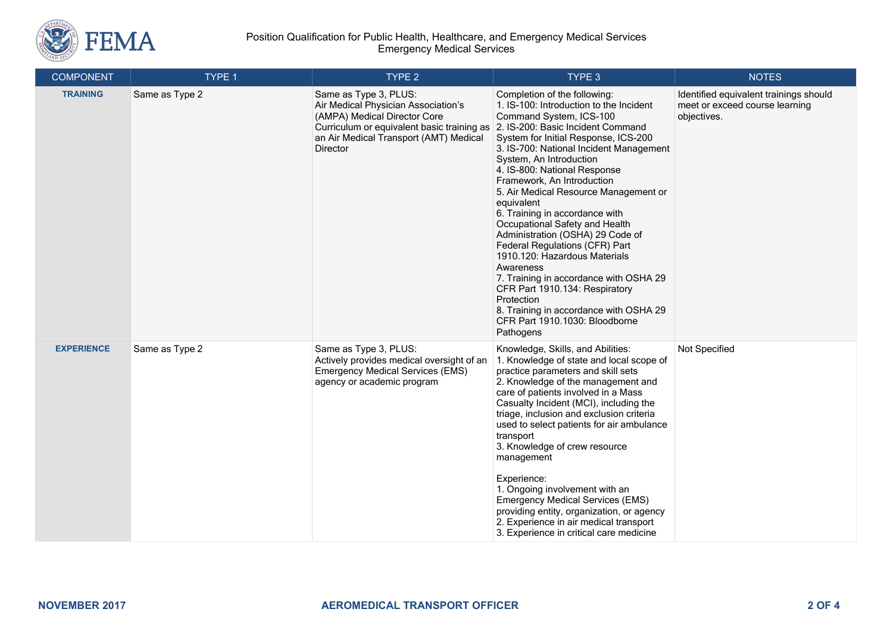| COMPONENT | TYPE 1 | TYPE 2 | TYPE 3 | NOTES |
|---|---|---|---|---|
| **TRAINING** | Same as Type 2 | Same as Type 3, PLUS:<br>Air Medical Physician Association's (AMPA) Medical Director Core Curriculum or equivalent basic training as an Air Medical Transport (AMT) Medical Director | Completion of the following:<br>1. IS-100: Introduction to the Incident Command System, ICS-100<br>2. IS-200: Basic Incident Command System for Initial Response, ICS-200<br>3. IS-700: National Incident Management System, An Introduction<br>4. IS-800: National Response Framework, An Introduction<br>5. Air Medical Resource Management or equivalent<br>6. Training in accordance with Occupational Safety and Health Administration (OSHA) 29 Code of Federal Regulations (CFR) Part 1910.120: Hazardous Materials Awareness<br>7. Training in accordance with OSHA 29 CFR Part 1910.134: Respiratory Protection<br>8. Training in accordance with OSHA 29 CFR Part 1910.1030: Bloodborne Pathogens | Identified equivalent trainings should meet or exceed course learning objectives. |
| **EXPERIENCE** | Same as Type 2 | Same as Type 3, PLUS:<br>Actively provides medical oversight of an Emergency Medical Services (EMS) agency or academic program | Knowledge, Skills, and Abilities:<br>1. Knowledge of state and local scope of practice parameters and skill sets<br>2. Knowledge of the management and care of patients involved in a Mass Casualty Incident (MCI), including the triage, inclusion and exclusion criteria used to select patients for air ambulance transport<br>3. Knowledge of crew resource management<br><br>Experience:<br>1. Ongoing involvement with an Emergency Medical Services (EMS) providing entity, organization, or agency<br>2. Experience in air medical transport<br>3. Experience in critical care medicine | Not Specified |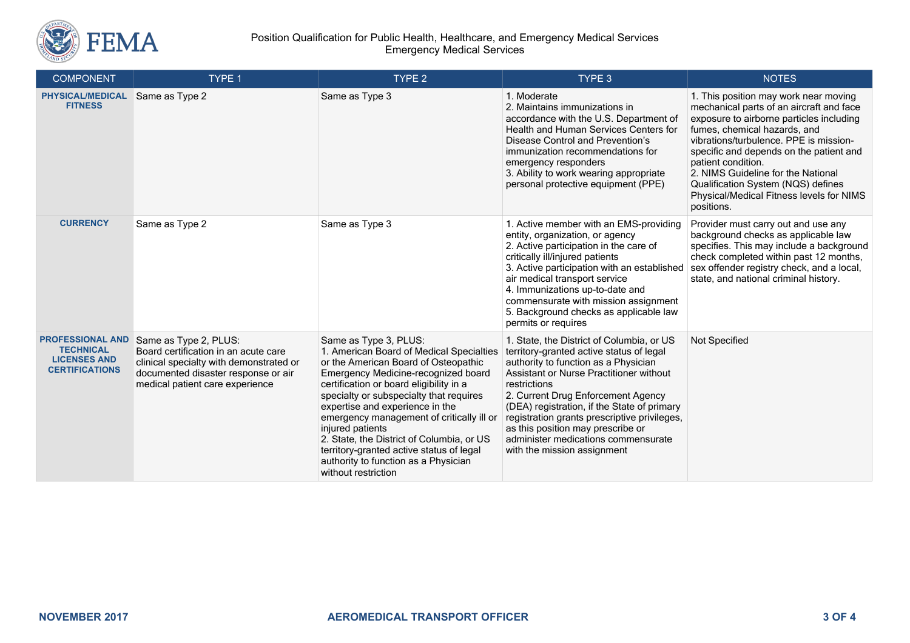| COMPONENT | TYPE 1 | TYPE 2 | TYPE 3 | NOTES |
|---|---|---|---|---|
| **PHYSICAL/MEDICAL FITNESS** | Same as Type 2 | Same as Type 3 | 1. Moderate<br>2. Maintains immunizations in accordance with the U.S. Department of Health and Human Services Centers for Disease Control and Prevention's immunization recommendations for emergency responders<br>3. Ability to work wearing appropriate personal protective equipment (PPE) | 1. This position may work near moving mechanical parts of an aircraft and face exposure to airborne particles including fumes, chemical hazards, and vibrations/turbulence. PPE is mission-specific and depends on the patient and patient condition.<br>2. NIMS Guideline for the National Qualification System (NQS) defines Physical/Medical Fitness levels for NIMS positions. |
| **CURRENCY** | Same as Type 2 | Same as Type 3 | 1. Active member with an EMS-providing entity, organization, or agency<br>2. Active participation in the care of critically ill/injured patients<br>3. Active participation with an established air medical transport service<br>4. Immunizations up-to-date and commensurate with mission assignment<br>5. Background checks as applicable law permits or requires | Provider must carry out and use any background checks as applicable law specifies. This may include a background check completed within past 12 months, sex offender registry check, and a local, state, and national criminal history. |
| **PROFESSIONAL AND TECHNICAL LICENSES AND CERTIFICATIONS** | Same as Type 2, PLUS:<br>Board certification in an acute care clinical specialty with demonstrated or documented disaster response or air medical patient care experience | Same as Type 3, PLUS:<br>1. American Board of Medical Specialties or the American Board of Osteopathic Emergency Medicine-recognized board certification or board eligibility in a specialty or subspecialty that requires expertise and experience in the emergency management of critically ill or injured patients<br>2. State, the District of Columbia, or US territory-granted active status of legal authority to function as a Physician without restriction | 1. State, the District of Columbia, or US territory-granted active status of legal authority to function as a Physician Assistant or Nurse Practitioner without restrictions<br>2. Current Drug Enforcement Agency (DEA) registration, if the State of primary registration grants prescriptive privileges, as this position may prescribe or administer medications commensurate with the mission assignment | Not Specified |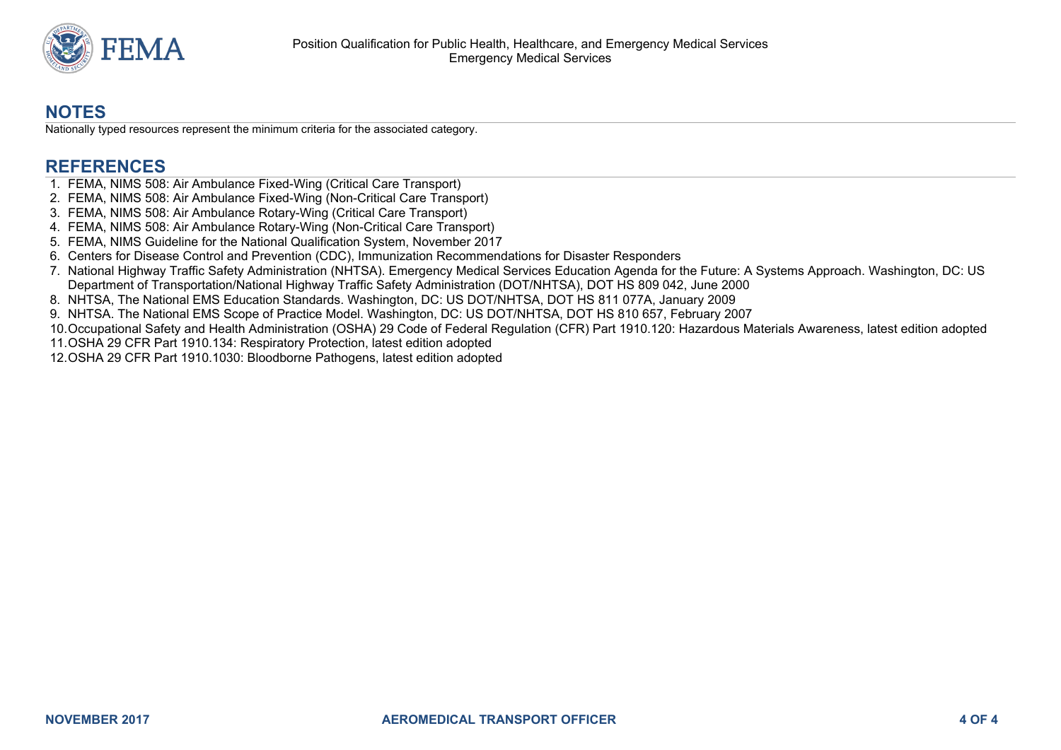## NOTES

Nationally typed resources represent the minimum criteria for the associated category.

## REFERENCES

1. FEMA, NIMS 508: Air Ambulance Fixed-Wing (Critical Care Transport)
2. FEMA, NIMS 508: Air Ambulance Fixed-Wing (Non-Critical Care Transport)
3. FEMA, NIMS 508: Air Ambulance Rotary-Wing (Critical Care Transport)
4. FEMA, NIMS 508: Air Ambulance Rotary-Wing (Non-Critical Care Transport)
5. FEMA, NIMS Guideline for the National Qualification System, November 2017
6. Centers for Disease Control and Prevention (CDC), Immunization Recommendations for Disaster Responders
7. National Highway Traffic Safety Administration (NHTSA). Emergency Medical Services Education Agenda for the Future: A Systems Approach. Washington, DC: US Department of Transportation/National Highway Traffic Safety Administration (DOT/NHTSA), DOT HS 809 042, June 2000
8. NHTSA, The National EMS Education Standards. Washington, DC: US DOT/NHTSA, DOT HS 811 077A, January 2009
9. NHTSA. The National EMS Scope of Practice Model. Washington, DC: US DOT/NHTSA, DOT HS 810 657, February 2007
10. Occupational Safety and Health Administration (OSHA) 29 Code of Federal Regulation (CFR) Part 1910.120: Hazardous Materials Awareness, latest edition adopted
11. OSHA 29 CFR Part 1910.134: Respiratory Protection, latest edition adopted
12. OSHA 29 CFR Part 1910.1030: Bloodborne Pathogens, latest edition adopted